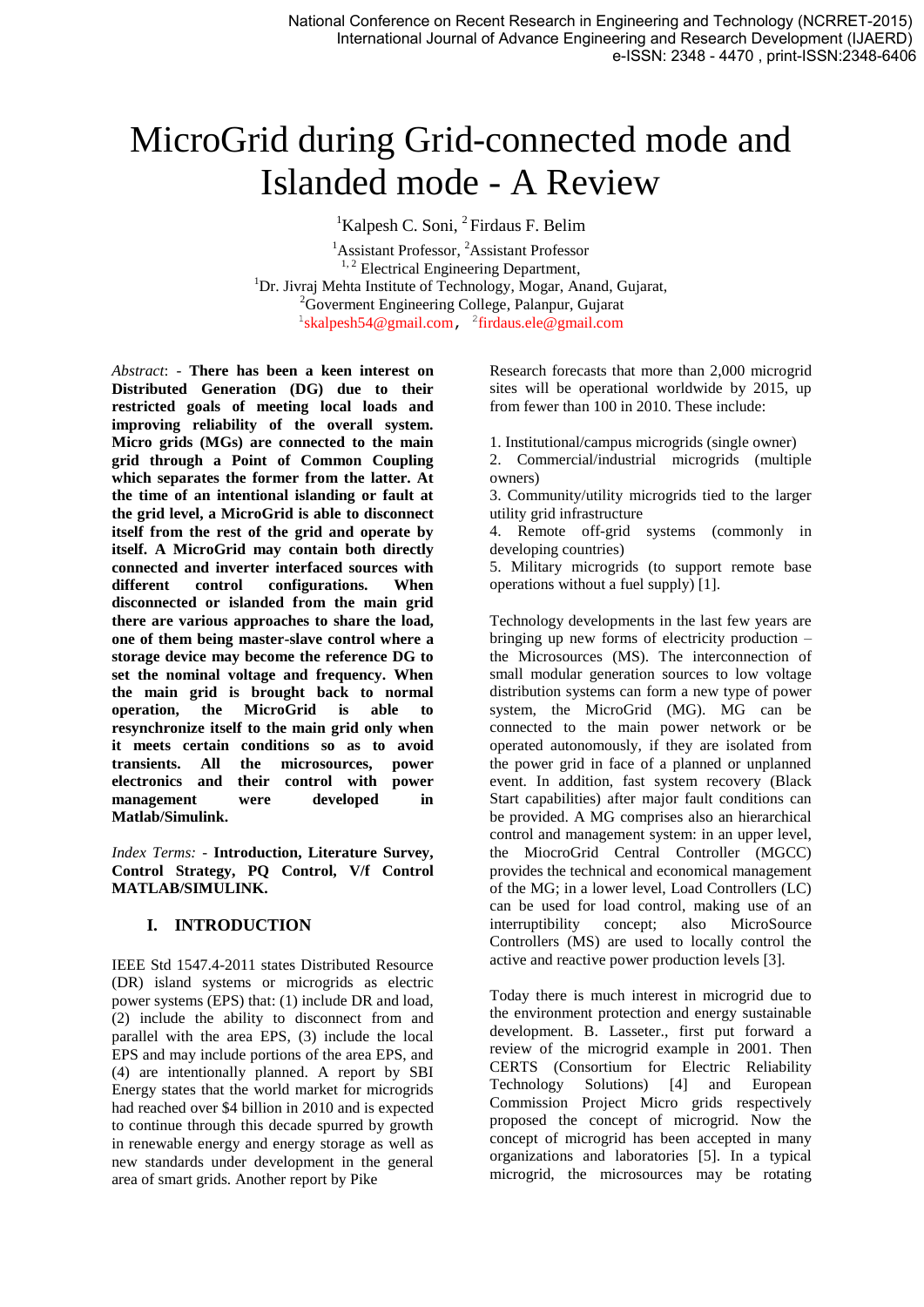# MicroGrid during Grid-connected mode and Islanded mode - A Review

[1]Kalpesh C. Soni, [2]Firdaus F. Belim

[1]Assistant Professor, [2]Assistant Professor
[1, 2] Electrical Engineering Department,
[1]Dr. Jivraj Mehta Institute of Technology, Mogar, Anand, Gujarat,
[2]Goverment Engineering College, Palanpur, Gujarat
[1]skalpesh54@gmail.com, [2]firdaus.ele@gmail.com

*Abstract*: - **There has been a keen interest on Distributed Generation (DG) due to their restricted goals of meeting local loads and improving reliability of the overall system. Micro grids (MGs) are connected to the main grid through a Point of Common Coupling which separates the former from the latter. At the time of an intentional islanding or fault at the grid level, a MicroGrid is able to disconnect itself from the rest of the grid and operate by itself. A MicroGrid may contain both directly connected and inverter interfaced sources with different control configurations. When disconnected or islanded from the main grid there are various approaches to share the load, one of them being master-slave control where a storage device may become the reference DG to set the nominal voltage and frequency. When the main grid is brought back to normal operation, the MicroGrid is able to resynchronize itself to the main grid only when it meets certain conditions so as to avoid transients. All the microsources, power electronics and their control with power management were developed in Matlab/Simulink.**

*Index Terms:* - **Introduction, Literature Survey, Control Strategy, PQ Control, V/f Control MATLAB/SIMULINK.**

## I. INTRODUCTION

IEEE Std 1547.4-2011 states Distributed Resource (DR) island systems or microgrids as electric power systems (EPS) that: (1) include DR and load, (2) include the ability to disconnect from and parallel with the area EPS, (3) include the local EPS and may include portions of the area EPS, and (4) are intentionally planned. A report by SBI Energy states that the world market for microgrids had reached over $4 billion in 2010 and is expected to continue through this decade spurred by growth in renewable energy and energy storage as well as new standards under development in the general area of smart grids. Another report by Pike Research forecasts that more than 2,000 microgrid sites will be operational worldwide by 2015, up from fewer than 100 in 2010. These include:

1. Institutional/campus microgrids (single owner)
2. Commercial/industrial microgrids (multiple owners)
3. Community/utility microgrids tied to the larger utility grid infrastructure
4. Remote off-grid systems (commonly in developing countries)
5. Military microgrids (to support remote base operations without a fuel supply) [1].

Technology developments in the last few years are bringing up new forms of electricity production – the Microsources (MS). The interconnection of small modular generation sources to low voltage distribution systems can form a new type of power system, the MicroGrid (MG). MG can be connected to the main power network or be operated autonomously, if they are isolated from the power grid in face of a planned or unplanned event. In addition, fast system recovery (Black Start capabilities) after major fault conditions can be provided. A MG comprises also an hierarchical control and management system: in an upper level, the MiocroGrid Central Controller (MGCC) provides the technical and economical management of the MG; in a lower level, Load Controllers (LC) can be used for load control, making use of an interruptibility concept; also MicroSource Controllers (MS) are used to locally control the active and reactive power production levels [3].

Today there is much interest in microgrid due to the environment protection and energy sustainable development. B. Lasseter., first put forward a review of the microgrid example in 2001. Then CERTS (Consortium for Electric Reliability Technology Solutions) [4] and European Commission Project Micro grids respectively proposed the concept of microgrid. Now the concept of microgrid has been accepted in many organizations and laboratories [5]. In a typical microgrid, the microsources may be rotating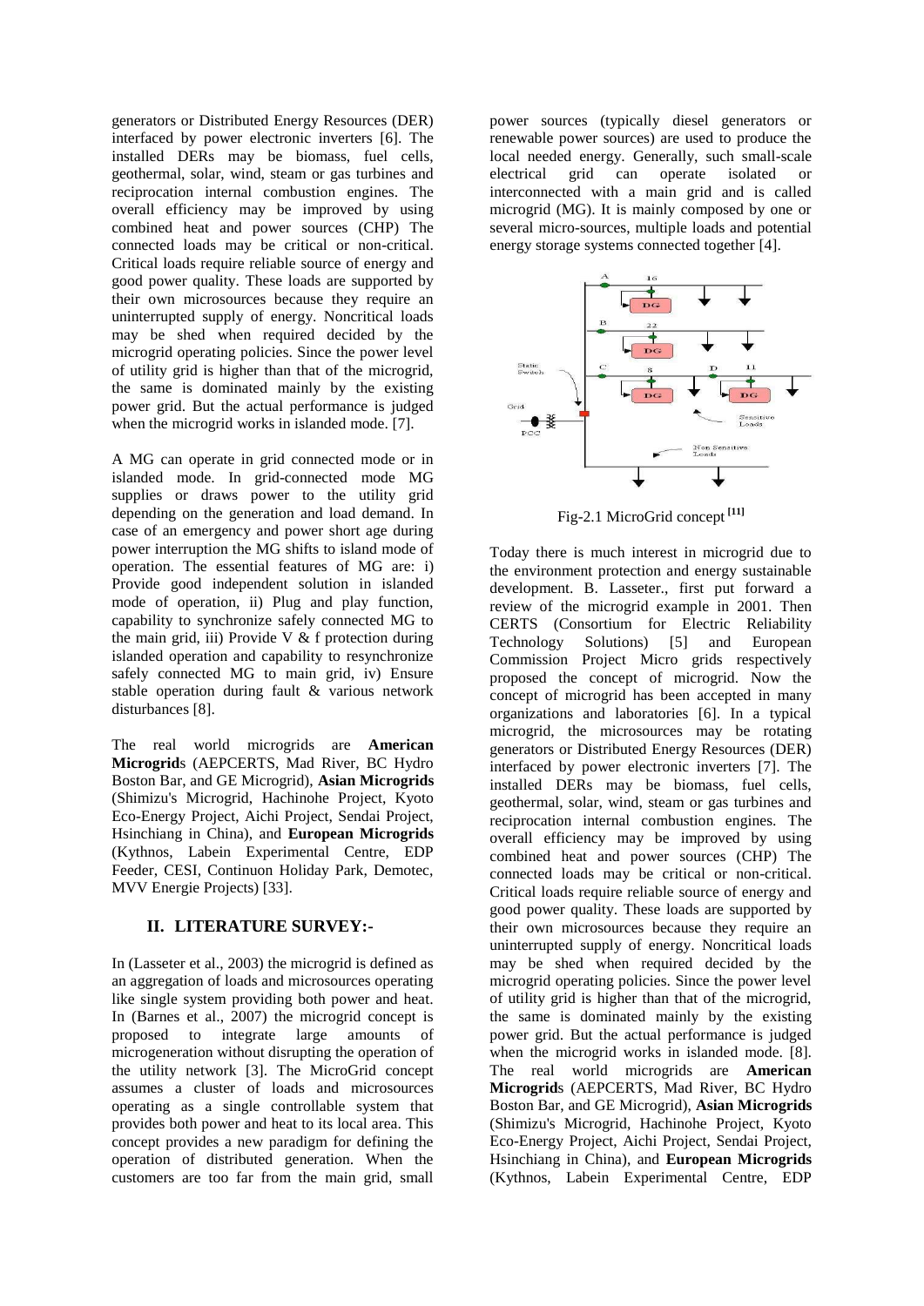generators or Distributed Energy Resources (DER) interfaced by power electronic inverters [6]. The installed DERs may be biomass, fuel cells, geothermal, solar, wind, steam or gas turbines and reciprocation internal combustion engines. The overall efficiency may be improved by using combined heat and power sources (CHP) The connected loads may be critical or non-critical. Critical loads require reliable source of energy and good power quality. These loads are supported by their own microsources because they require an uninterrupted supply of energy. Noncritical loads may be shed when required decided by the microgrid operating policies. Since the power level of utility grid is higher than that of the microgrid, the same is dominated mainly by the existing power grid. But the actual performance is judged when the microgrid works in islanded mode. [7].

A MG can operate in grid connected mode or in islanded mode. In grid-connected mode MG supplies or draws power to the utility grid depending on the generation and load demand. In case of an emergency and power short age during power interruption the MG shifts to island mode of operation. The essential features of MG are: i) Provide good independent solution in islanded mode of operation, ii) Plug and play function, capability to synchronize safely connected MG to the main grid, iii) Provide V & f protection during islanded operation and capability to resynchronize safely connected MG to main grid, iv) Ensure stable operation during fault & various network disturbances [8].

The real world microgrids are **American Microgrid**s (AEPCERTS, Mad River, BC Hydro Boston Bar, and GE Microgrid), **Asian Microgrids** (Shimizu's Microgrid, Hachinohe Project, Kyoto Eco-Energy Project, Aichi Project, Sendai Project, Hsinchiang in China), and **European Microgrids** (Kythnos, Labein Experimental Centre, EDP Feeder, CESI, Continuon Holiday Park, Demotec, MVV Energie Projects) [33].

## II. LITERATURE SURVEY:-

In (Lasseter et al., 2003) the microgrid is defined as an aggregation of loads and microsources operating like single system providing both power and heat. In (Barnes et al., 2007) the microgrid concept is proposed to integrate large amounts of microgeneration without disrupting the operation of the utility network [3]. The MicroGrid concept assumes a cluster of loads and microsources operating as a single controllable system that provides both power and heat to its local area. This concept provides a new paradigm for defining the operation of distributed generation. When the customers are too far from the main grid, small power sources (typically diesel generators or renewable power sources) are used to produce the local needed energy. Generally, such small-scale electrical grid can operate isolated or interconnected with a main grid and is called microgrid (MG). It is mainly composed by one or several micro-sources, multiple loads and potential energy storage systems connected together [4].

Fig-2.1 MicroGrid concept [11]

Today there is much interest in microgrid due to the environment protection and energy sustainable development. B. Lasseter., first put forward a review of the microgrid example in 2001. Then CERTS (Consortium for Electric Reliability Technology Solutions) [5] and European Commission Project Micro grids respectively proposed the concept of microgrid. Now the concept of microgrid has been accepted in many organizations and laboratories [6]. In a typical microgrid, the microsources may be rotating generators or Distributed Energy Resources (DER) interfaced by power electronic inverters [7]. The installed DERs may be biomass, fuel cells, geothermal, solar, wind, steam or gas turbines and reciprocation internal combustion engines. The overall efficiency may be improved by using combined heat and power sources (CHP) The connected loads may be critical or non-critical. Critical loads require reliable source of energy and good power quality. These loads are supported by their own microsources because they require an uninterrupted supply of energy. Noncritical loads may be shed when required decided by the microgrid operating policies. Since the power level of utility grid is higher than that of the microgrid, the same is dominated mainly by the existing power grid. But the actual performance is judged when the microgrid works in islanded mode. [8]. The real world microgrids are **American Microgrid**s (AEPCERTS, Mad River, BC Hydro Boston Bar, and GE Microgrid), **Asian Microgrids** (Shimizu's Microgrid, Hachinohe Project, Kyoto Eco-Energy Project, Aichi Project, Sendai Project, Hsinchiang in China), and **European Microgrids** (Kythnos, Labein Experimental Centre, EDP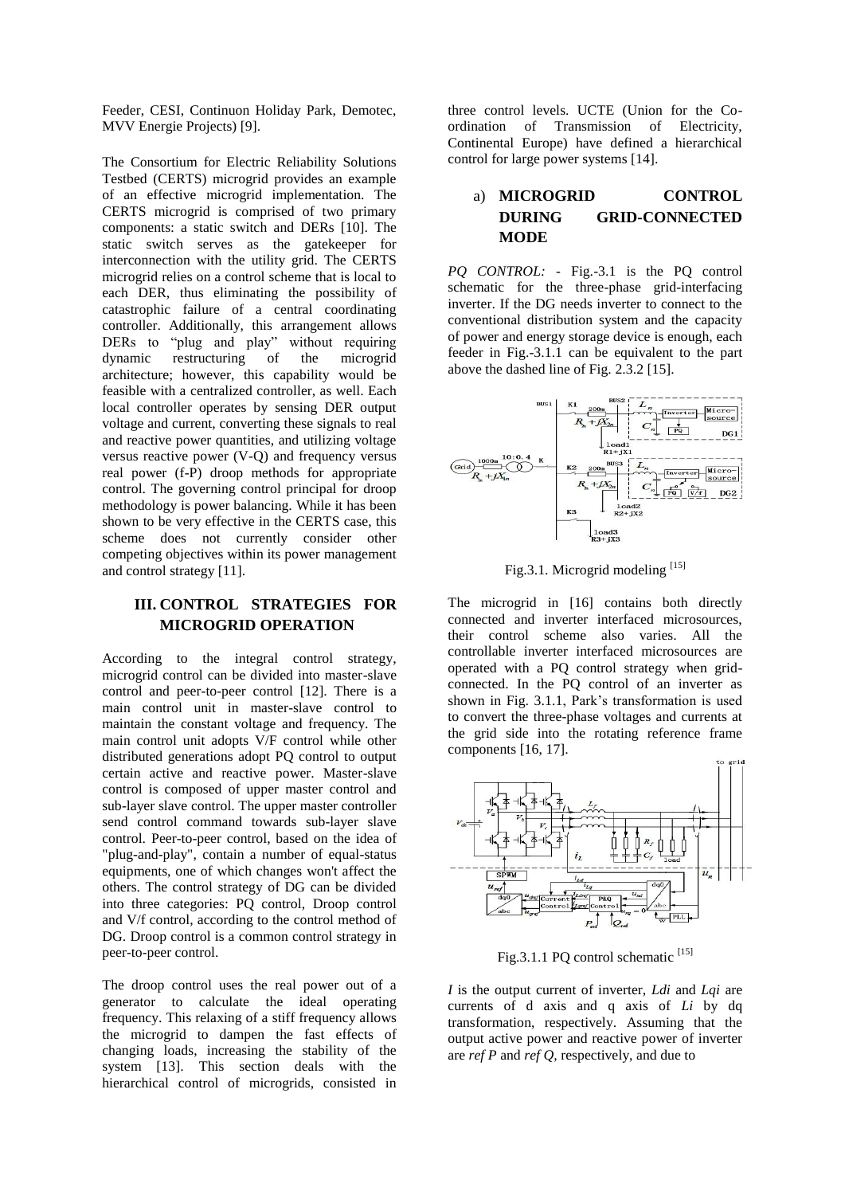Feeder, CESI, Continuon Holiday Park, Demotec, MVV Energie Projects) [9].

The Consortium for Electric Reliability Solutions Testbed (CERTS) microgrid provides an example of an effective microgrid implementation. The CERTS microgrid is comprised of two primary components: a static switch and DERs [10]. The static switch serves as the gatekeeper for interconnection with the utility grid. The CERTS microgrid relies on a control scheme that is local to each DER, thus eliminating the possibility of catastrophic failure of a central coordinating controller. Additionally, this arrangement allows DERs to "plug and play" without requiring dynamic restructuring of the microgrid architecture; however, this capability would be feasible with a centralized controller, as well. Each local controller operates by sensing DER output voltage and current, converting these signals to real and reactive power quantities, and utilizing voltage versus reactive power (V-Q) and frequency versus real power (f-P) droop methods for appropriate control. The governing control principal for droop methodology is power balancing. While it has been shown to be very effective in the CERTS case, this scheme does not currently consider other competing objectives within its power management and control strategy [11].

## III. CONTROL STRATEGIES FOR MICROGRID OPERATION

According to the integral control strategy, microgrid control can be divided into master-slave control and peer-to-peer control [12]. There is a main control unit in master-slave control to maintain the constant voltage and frequency. The main control unit adopts V/F control while other distributed generations adopt PQ control to output certain active and reactive power. Master-slave control is composed of upper master control and sub-layer slave control. The upper master controller send control command towards sub-layer slave control. Peer-to-peer control, based on the idea of "plug-and-play", contain a number of equal-status equipments, one of which changes won't affect the others. The control strategy of DG can be divided into three categories: PQ control, Droop control and V/f control, according to the control method of DG. Droop control is a common control strategy in peer-to-peer control.

The droop control uses the real power out of a generator to calculate the ideal operating frequency. This relaxing of a stiff frequency allows the microgrid to dampen the fast effects of changing loads, increasing the stability of the system [13]. This section deals with the hierarchical control of microgrids, consisted in three control levels. UCTE (Union for the Co-ordination of Transmission of Electricity, Continental Europe) have defined a hierarchical control for large power systems [14].

### a) MICROGRID CONTROL DURING GRID-CONNECTED MODE

*PQ CONTROL:* - Fig.-3.1 is the PQ control schematic for the three-phase grid-interfacing inverter. If the DG needs inverter to connect to the conventional distribution system and the capacity of power and energy storage device is enough, each feeder in Fig.-3.1.1 can be equivalent to the part above the dashed line of Fig. 2.3.2 [15].

Fig.3.1. Microgrid modeling [15]

The microgrid in [16] contains both directly connected and inverter interfaced microsources, their control scheme also varies. All the controllable inverter interfaced microsources are operated with a PQ control strategy when grid-connected. In the PQ control of an inverter as shown in Fig. 3.1.1, Park's transformation is used to convert the three-phase voltages and currents at the grid side into the rotating reference frame components [16, 17].

Fig.3.1.1 PQ control schematic [15]

*I* is the output current of inverter, *Ldi* and *Lqi* are currents of d axis and q axis of *Li* by dq transformation, respectively. Assuming that the output active power and reactive power of inverter are *ref P* and *ref Q*, respectively, and due to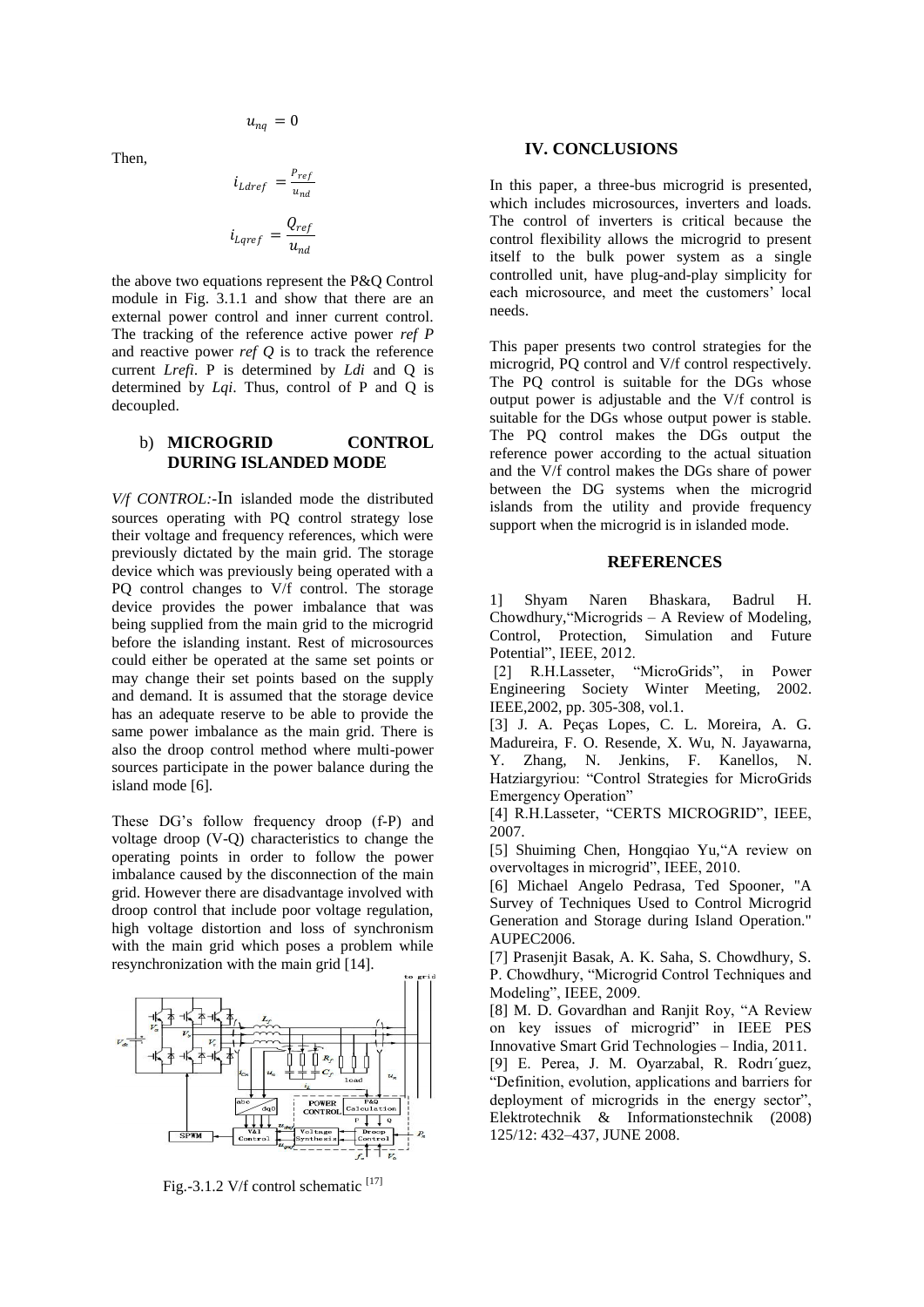$$u_{nq} = 0$$

Then,

$$i_{Ldref} = \frac{P_{ref}}{u_{nd}}$$

$$i_{Lqref} = \frac{Q_{ref}}{u_{nd}}$$

the above two equations represent the P&Q Control module in Fig. 3.1.1 and show that there are an external power control and inner current control. The tracking of the reference active power *ref P* and reactive power *ref Q* is to track the reference current *Lrefi*. P is determined by *Ldi* and Q is determined by *Lqi*. Thus, control of P and Q is decoupled.

### b) MICROGRID CONTROL DURING ISLANDED MODE

*V/f CONTROL:*-In islanded mode the distributed sources operating with PQ control strategy lose their voltage and frequency references, which were previously dictated by the main grid. The storage device which was previously being operated with a PQ control changes to V/f control. The storage device provides the power imbalance that was being supplied from the main grid to the microgrid before the islanding instant. Rest of microsources could either be operated at the same set points or may change their set points based on the supply and demand. It is assumed that the storage device has an adequate reserve to be able to provide the same power imbalance as the main grid. There is also the droop control method where multi-power sources participate in the power balance during the island mode [6].

These DG's follow frequency droop (f-P) and voltage droop (V-Q) characteristics to change the operating points in order to follow the power imbalance caused by the disconnection of the main grid. However there are disadvantage involved with droop control that include poor voltage regulation, high voltage distortion and loss of synchronism with the main grid which poses a problem while resynchronization with the main grid [14].

Fig.-3.1.2 V/f control schematic [17]

## IV. CONCLUSIONS

In this paper, a three-bus microgrid is presented, which includes microsources, inverters and loads. The control of inverters is critical because the control flexibility allows the microgrid to present itself to the bulk power system as a single controlled unit, have plug-and-play simplicity for each microsource, and meet the customers' local needs.

This paper presents two control strategies for the microgrid, PQ control and V/f control respectively. The PQ control is suitable for the DGs whose output power is adjustable and the V/f control is suitable for the DGs whose output power is stable. The PQ control makes the DGs output the reference power according to the actual situation and the V/f control makes the DGs share of power between the DG systems when the microgrid islands from the utility and provide frequency support when the microgrid is in islanded mode.

## REFERENCES

1] Shyam Naren Bhaskara, Badrul H. Chowdhury,"Microgrids – A Review of Modeling, Control, Protection, Simulation and Future Potential", IEEE, 2012.

[2] R.H.Lasseter, "MicroGrids", in Power Engineering Society Winter Meeting, 2002. IEEE,2002, pp. 305-308, vol.1.

[3] J. A. Peças Lopes, C. L. Moreira, A. G. Madureira, F. O. Resende, X. Wu, N. Jayawarna, Y. Zhang, N. Jenkins, F. Kanellos, N. Hatziargyriou: "Control Strategies for MicroGrids Emergency Operation"

[4] R.H.Lasseter, "CERTS MICROGRID", IEEE, 2007.

[5] Shuiming Chen, Hongqiao Yu,"A review on overvoltages in microgrid", IEEE, 2010.

[6] Michael Angelo Pedrasa, Ted Spooner, "A Survey of Techniques Used to Control Microgrid Generation and Storage during Island Operation." AUPEC2006.

[7] Prasenjit Basak, A. K. Saha, S. Chowdhury, S. P. Chowdhury, "Microgrid Control Techniques and Modeling", IEEE, 2009.

[8] M. D. Govardhan and Ranjit Roy, "A Review on key issues of microgrid" in IEEE PES Innovative Smart Grid Technologies – India, 2011.

[9] E. Perea, J. M. Oyarzabal, R. Rodrı´guez, "Definition, evolution, applications and barriers for deployment of microgrids in the energy sector", Elektrotechnik & Informationstechnik (2008) 125/12: 432–437, JUNE 2008.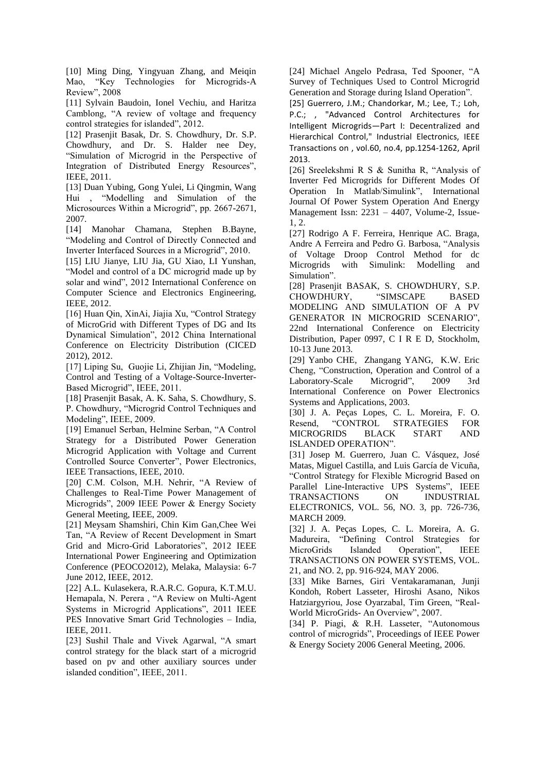[10] Ming Ding, Yingyuan Zhang, and Meiqin Mao, "Key Technologies for Microgrids-A Review", 2008

[11] Sylvain Baudoin, Ionel Vechiu, and Haritza Camblong, "A review of voltage and frequency control strategies for islanded", 2012.

[12] Prasenjit Basak, Dr. S. Chowdhury, Dr. S.P. Chowdhury, and Dr. S. Halder nee Dey, "Simulation of Microgrid in the Perspective of Integration of Distributed Energy Resources", IEEE, 2011.

[13] Duan Yubing, Gong Yulei, Li Qingmin, Wang Hui , "Modelling and Simulation of the Microsources Within a Microgrid", pp. 2667-2671, 2007.

[14] Manohar Chamana, Stephen B.Bayne, "Modeling and Control of Directly Connected and Inverter Interfaced Sources in a Microgrid", 2010.

[15] LIU Jianye, LIU Jia, GU Xiao, LI Yunshan, "Model and control of a DC microgrid made up by solar and wind", 2012 International Conference on Computer Science and Electronics Engineering, IEEE, 2012.

[16] Huan Qin, XinAi, Jiajia Xu, "Control Strategy of MicroGrid with Different Types of DG and Its Dynamical Simulation", 2012 China International Conference on Electricity Distribution (CICED 2012), 2012.

[17] Liping Su, Guojie Li, Zhijian Jin, "Modeling, Control and Testing of a Voltage-Source-Inverter-Based Microgrid", IEEE, 2011.

[18] Prasenjit Basak, A. K. Saha, S. Chowdhury, S. P. Chowdhury, "Microgrid Control Techniques and Modeling", IEEE, 2009.

[19] Emanuel Serban, Helmine Serban, "A Control Strategy for a Distributed Power Generation Microgrid Application with Voltage and Current Controlled Source Converter", Power Electronics, IEEE Transactions, IEEE, 2010.

[20] C.M. Colson, M.H. Nehrir, "A Review of Challenges to Real-Time Power Management of Microgrids", 2009 IEEE Power & Energy Society General Meeting, IEEE, 2009.

[21] Meysam Shamshiri, Chin Kim Gan,Chee Wei Tan, "A Review of Recent Development in Smart Grid and Micro-Grid Laboratories", 2012 IEEE International Power Engineering and Optimization Conference (PEOCO2012), Melaka, Malaysia: 6-7 June 2012, IEEE, 2012.

[22] A.L. Kulasekera, R.A.R.C. Gopura, K.T.M.U. Hemapala, N. Perera , "A Review on Multi-Agent Systems in Microgrid Applications", 2011 IEEE PES Innovative Smart Grid Technologies – India, IEEE, 2011.

[23] Sushil Thale and Vivek Agarwal, "A smart control strategy for the black start of a microgrid based on pv and other auxiliary sources under islanded condition", IEEE, 2011.

[24] Michael Angelo Pedrasa, Ted Spooner, "A Survey of Techniques Used to Control Microgrid Generation and Storage during Island Operation".

[25] Guerrero, J.M.; Chandorkar, M.; Lee, T.; Loh, P.C.; , "Advanced Control Architectures for Intelligent Microgrids—Part I: Decentralized and Hierarchical Control," Industrial Electronics, IEEE Transactions on , vol.60, no.4, pp.1254-1262, April 2013.

[26] Sreelekshmi R S & Sunitha R, "Analysis of Inverter Fed Microgrids for Different Modes Of Operation In Matlab/Simulink", International Journal Of Power System Operation And Energy Management Issn: 2231 – 4407, Volume-2, Issue-1, 2.

[27] Rodrigo A F. Ferreira, Henrique AC. Braga, Andre A Ferreira and Pedro G. Barbosa, "Analysis of Voltage Droop Control Method for dc Microgrids with Simulink: Modelling and Simulation".

[28] Prasenjit BASAK, S. CHOWDHURY, S.P. CHOWDHURY, "SIMSCAPE BASED MODELING AND SIMULATION OF A PV GENERATOR IN MICROGRID SCENARIO", 22nd International Conference on Electricity Distribution, Paper 0997, C I R E D, Stockholm, 10-13 June 2013.

[29] Yanbo CHE, Zhangang YANG, K.W. Eric Cheng, "Construction, Operation and Control of a Laboratory-Scale Microgrid", 2009 3rd International Conference on Power Electronics Systems and Applications, 2003.

[30] J. A. Peças Lopes, C. L. Moreira, F. O. Resend, "CONTROL STRATEGIES FOR MICROGRIDS BLACK START AND ISLANDED OPERATION".

[31] Josep M. Guerrero, Juan C. Vásquez, José Matas, Miguel Castilla, and Luis García de Vicuña, "Control Strategy for Flexible Microgrid Based on Parallel Line-Interactive UPS Systems", IEEE TRANSACTIONS ON INDUSTRIAL ELECTRONICS, VOL. 56, NO. 3, pp. 726-736, MARCH 2009.

[32] J. A. Peças Lopes, C. L. Moreira, A. G. Madureira, "Defining Control Strategies for MicroGrids Islanded Operation", IEEE TRANSACTIONS ON POWER SYSTEMS, VOL. 21, and NO. 2, pp. 916-924, MAY 2006.

[33] Mike Barnes, Giri Ventakaramanan, Junji Kondoh, Robert Lasseter, Hiroshi Asano, Nikos Hatziargyriou, Jose Oyarzabal, Tim Green, "Real-World MicroGrids- An Overview", 2007.

[34] P. Piagi, & R.H. Lasseter, "Autonomous control of microgrids", Proceedings of IEEE Power & Energy Society 2006 General Meeting, 2006.